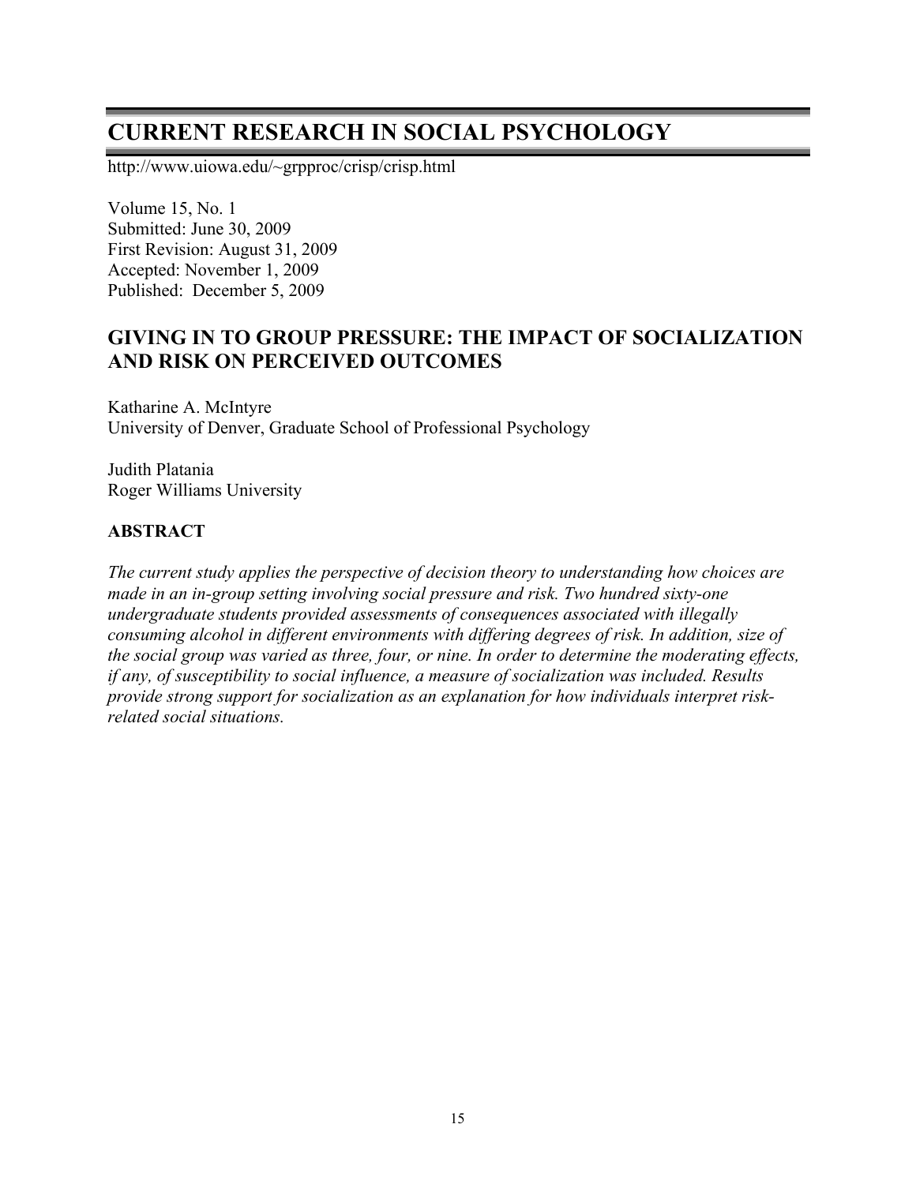# CURRENT RESEARCH IN SOCIAL PSYCHOLOGY

http://www.uiowa.edu/~grpproc/crisp/crisp.html

Volume 15, No. 1
Submitted: June 30, 2009
First Revision: August 31, 2009
Accepted: November 1, 2009
Published: December 5, 2009

## GIVING IN TO GROUP PRESSURE: THE IMPACT OF SOCIALIZATION AND RISK ON PERCEIVED OUTCOMES

Katharine A. McIntyre
University of Denver, Graduate School of Professional Psychology

Judith Platania
Roger Williams University

### ABSTRACT

*The current study applies the perspective of decision theory to understanding how choices are made in an in-group setting involving social pressure and risk. Two hundred sixty-one undergraduate students provided assessments of consequences associated with illegally consuming alcohol in different environments with differing degrees of risk. In addition, size of the social group was varied as three, four, or nine. In order to determine the moderating effects, if any, of susceptibility to social influence, a measure of socialization was included. Results provide strong support for socialization as an explanation for how individuals interpret risk-related social situations.*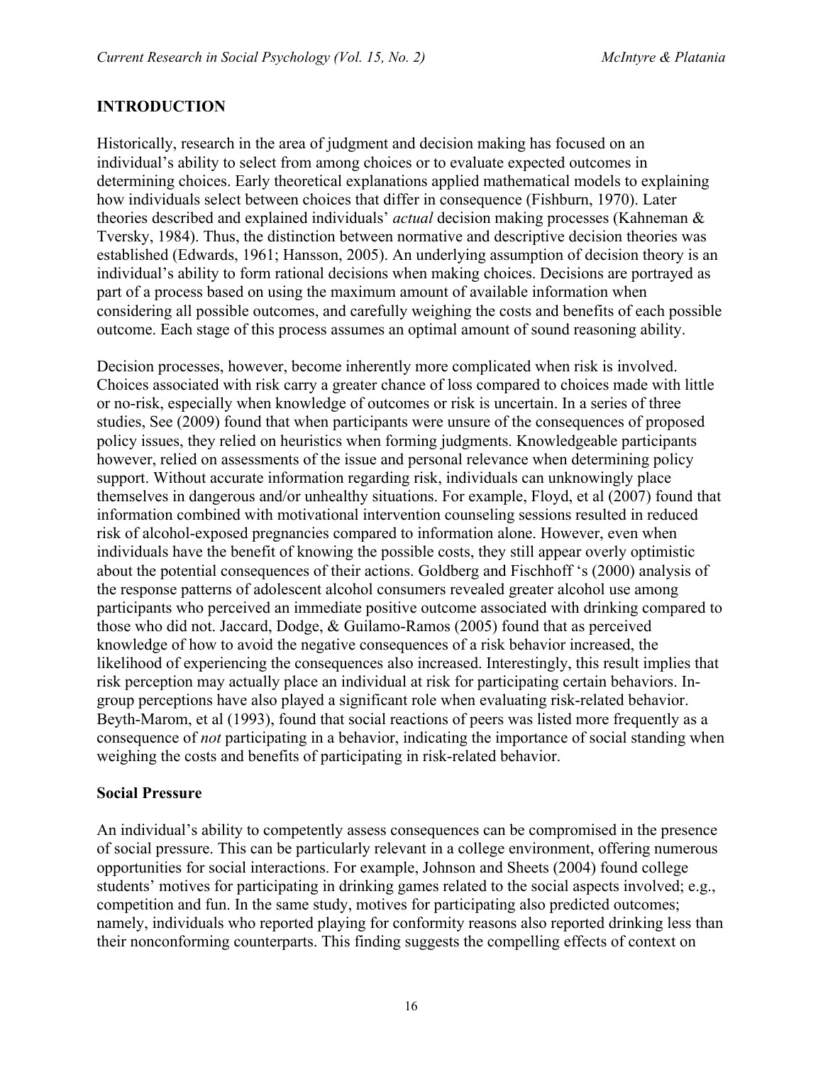## INTRODUCTION

Historically, research in the area of judgment and decision making has focused on an individual's ability to select from among choices or to evaluate expected outcomes in determining choices. Early theoretical explanations applied mathematical models to explaining how individuals select between choices that differ in consequence (Fishburn, 1970). Later theories described and explained individuals' *actual* decision making processes (Kahneman & Tversky, 1984). Thus, the distinction between normative and descriptive decision theories was established (Edwards, 1961; Hansson, 2005). An underlying assumption of decision theory is an individual's ability to form rational decisions when making choices. Decisions are portrayed as part of a process based on using the maximum amount of available information when considering all possible outcomes, and carefully weighing the costs and benefits of each possible outcome. Each stage of this process assumes an optimal amount of sound reasoning ability.

Decision processes, however, become inherently more complicated when risk is involved. Choices associated with risk carry a greater chance of loss compared to choices made with little or no-risk, especially when knowledge of outcomes or risk is uncertain. In a series of three studies, See (2009) found that when participants were unsure of the consequences of proposed policy issues, they relied on heuristics when forming judgments. Knowledgeable participants however, relied on assessments of the issue and personal relevance when determining policy support. Without accurate information regarding risk, individuals can unknowingly place themselves in dangerous and/or unhealthy situations. For example, Floyd, et al (2007) found that information combined with motivational intervention counseling sessions resulted in reduced risk of alcohol-exposed pregnancies compared to information alone. However, even when individuals have the benefit of knowing the possible costs, they still appear overly optimistic about the potential consequences of their actions. Goldberg and Fischhoff 's (2000) analysis of the response patterns of adolescent alcohol consumers revealed greater alcohol use among participants who perceived an immediate positive outcome associated with drinking compared to those who did not. Jaccard, Dodge, & Guilamo-Ramos (2005) found that as perceived knowledge of how to avoid the negative consequences of a risk behavior increased, the likelihood of experiencing the consequences also increased. Interestingly, this result implies that risk perception may actually place an individual at risk for participating certain behaviors. In-group perceptions have also played a significant role when evaluating risk-related behavior. Beyth-Marom, et al (1993), found that social reactions of peers was listed more frequently as a consequence of *not* participating in a behavior, indicating the importance of social standing when weighing the costs and benefits of participating in risk-related behavior.

### Social Pressure

An individual's ability to competently assess consequences can be compromised in the presence of social pressure. This can be particularly relevant in a college environment, offering numerous opportunities for social interactions. For example, Johnson and Sheets (2004) found college students' motives for participating in drinking games related to the social aspects involved; e.g., competition and fun. In the same study, motives for participating also predicted outcomes; namely, individuals who reported playing for conformity reasons also reported drinking less than their nonconforming counterparts. This finding suggests the compelling effects of context on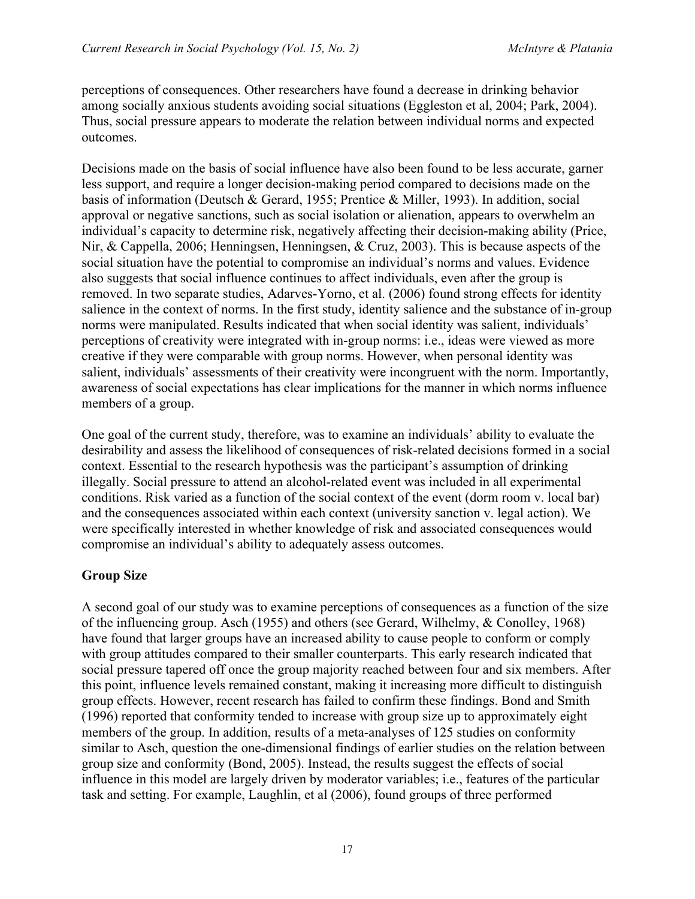perceptions of consequences. Other researchers have found a decrease in drinking behavior among socially anxious students avoiding social situations (Eggleston et al, 2004; Park, 2004). Thus, social pressure appears to moderate the relation between individual norms and expected outcomes.

Decisions made on the basis of social influence have also been found to be less accurate, garner less support, and require a longer decision-making period compared to decisions made on the basis of information (Deutsch & Gerard, 1955; Prentice & Miller, 1993). In addition, social approval or negative sanctions, such as social isolation or alienation, appears to overwhelm an individual's capacity to determine risk, negatively affecting their decision-making ability (Price, Nir, & Cappella, 2006; Henningsen, Henningsen, & Cruz, 2003). This is because aspects of the social situation have the potential to compromise an individual's norms and values. Evidence also suggests that social influence continues to affect individuals, even after the group is removed. In two separate studies, Adarves-Yorno, et al. (2006) found strong effects for identity salience in the context of norms. In the first study, identity salience and the substance of in-group norms were manipulated. Results indicated that when social identity was salient, individuals' perceptions of creativity were integrated with in-group norms: i.e., ideas were viewed as more creative if they were comparable with group norms. However, when personal identity was salient, individuals' assessments of their creativity were incongruent with the norm. Importantly, awareness of social expectations has clear implications for the manner in which norms influence members of a group.

One goal of the current study, therefore, was to examine an individuals' ability to evaluate the desirability and assess the likelihood of consequences of risk-related decisions formed in a social context. Essential to the research hypothesis was the participant's assumption of drinking illegally. Social pressure to attend an alcohol-related event was included in all experimental conditions. Risk varied as a function of the social context of the event (dorm room v. local bar) and the consequences associated within each context (university sanction v. legal action). We were specifically interested in whether knowledge of risk and associated consequences would compromise an individual's ability to adequately assess outcomes.

## Group Size

A second goal of our study was to examine perceptions of consequences as a function of the size of the influencing group. Asch (1955) and others (see Gerard, Wilhelmy, & Conolley, 1968) have found that larger groups have an increased ability to cause people to conform or comply with group attitudes compared to their smaller counterparts. This early research indicated that social pressure tapered off once the group majority reached between four and six members. After this point, influence levels remained constant, making it increasing more difficult to distinguish group effects. However, recent research has failed to confirm these findings. Bond and Smith (1996) reported that conformity tended to increase with group size up to approximately eight members of the group. In addition, results of a meta-analyses of 125 studies on conformity similar to Asch, question the one-dimensional findings of earlier studies on the relation between group size and conformity (Bond, 2005). Instead, the results suggest the effects of social influence in this model are largely driven by moderator variables; i.e., features of the particular task and setting. For example, Laughlin, et al (2006), found groups of three performed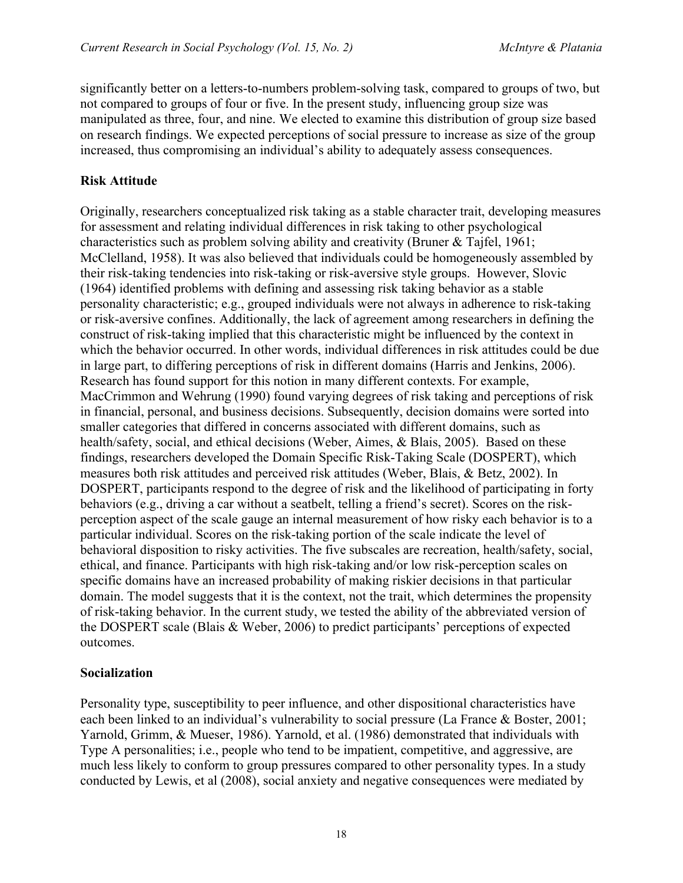significantly better on a letters-to-numbers problem-solving task, compared to groups of two, but not compared to groups of four or five. In the present study, influencing group size was manipulated as three, four, and nine. We elected to examine this distribution of group size based on research findings. We expected perceptions of social pressure to increase as size of the group increased, thus compromising an individual's ability to adequately assess consequences.

## Risk Attitude

Originally, researchers conceptualized risk taking as a stable character trait, developing measures for assessment and relating individual differences in risk taking to other psychological characteristics such as problem solving ability and creativity (Bruner & Tajfel, 1961; McClelland, 1958). It was also believed that individuals could be homogeneously assembled by their risk-taking tendencies into risk-taking or risk-aversive style groups. However, Slovic (1964) identified problems with defining and assessing risk taking behavior as a stable personality characteristic; e.g., grouped individuals were not always in adherence to risk-taking or risk-aversive confines. Additionally, the lack of agreement among researchers in defining the construct of risk-taking implied that this characteristic might be influenced by the context in which the behavior occurred. In other words, individual differences in risk attitudes could be due in large part, to differing perceptions of risk in different domains (Harris and Jenkins, 2006). Research has found support for this notion in many different contexts. For example, MacCrimmon and Wehrung (1990) found varying degrees of risk taking and perceptions of risk in financial, personal, and business decisions. Subsequently, decision domains were sorted into smaller categories that differed in concerns associated with different domains, such as health/safety, social, and ethical decisions (Weber, Aimes, & Blais, 2005). Based on these findings, researchers developed the Domain Specific Risk-Taking Scale (DOSPERT), which measures both risk attitudes and perceived risk attitudes (Weber, Blais, & Betz, 2002). In DOSPERT, participants respond to the degree of risk and the likelihood of participating in forty behaviors (e.g., driving a car without a seatbelt, telling a friend's secret). Scores on the risk-perception aspect of the scale gauge an internal measurement of how risky each behavior is to a particular individual. Scores on the risk-taking portion of the scale indicate the level of behavioral disposition to risky activities. The five subscales are recreation, health/safety, social, ethical, and finance. Participants with high risk-taking and/or low risk-perception scales on specific domains have an increased probability of making riskier decisions in that particular domain. The model suggests that it is the context, not the trait, which determines the propensity of risk-taking behavior. In the current study, we tested the ability of the abbreviated version of the DOSPERT scale (Blais & Weber, 2006) to predict participants' perceptions of expected outcomes.

## Socialization

Personality type, susceptibility to peer influence, and other dispositional characteristics have each been linked to an individual's vulnerability to social pressure (La France & Boster, 2001; Yarnold, Grimm, & Mueser, 1986). Yarnold, et al. (1986) demonstrated that individuals with Type A personalities; i.e., people who tend to be impatient, competitive, and aggressive, are much less likely to conform to group pressures compared to other personality types. In a study conducted by Lewis, et al (2008), social anxiety and negative consequences were mediated by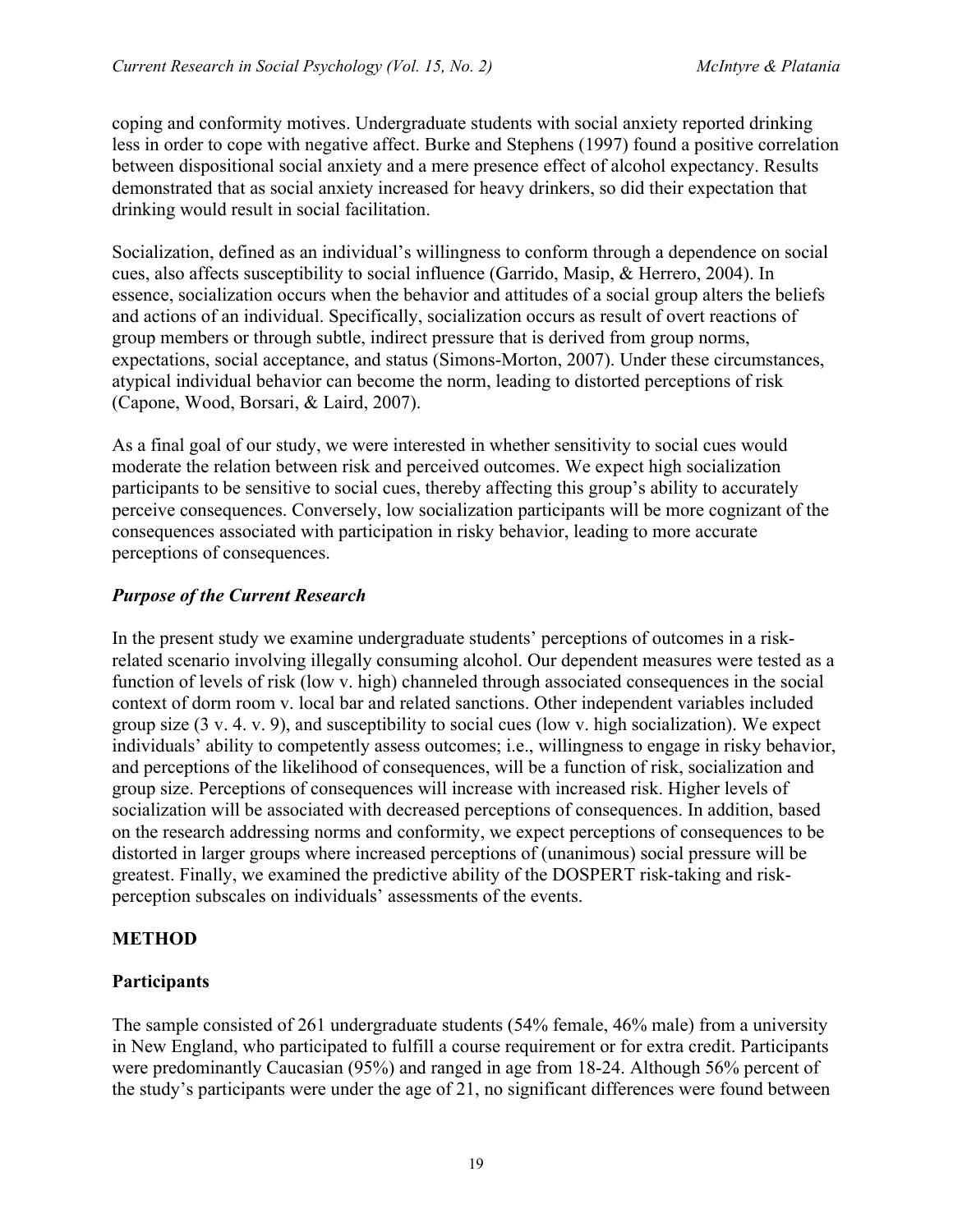coping and conformity motives. Undergraduate students with social anxiety reported drinking less in order to cope with negative affect. Burke and Stephens (1997) found a positive correlation between dispositional social anxiety and a mere presence effect of alcohol expectancy. Results demonstrated that as social anxiety increased for heavy drinkers, so did their expectation that drinking would result in social facilitation.

Socialization, defined as an individual's willingness to conform through a dependence on social cues, also affects susceptibility to social influence (Garrido, Masip, & Herrero, 2004). In essence, socialization occurs when the behavior and attitudes of a social group alters the beliefs and actions of an individual. Specifically, socialization occurs as result of overt reactions of group members or through subtle, indirect pressure that is derived from group norms, expectations, social acceptance, and status (Simons-Morton, 2007). Under these circumstances, atypical individual behavior can become the norm, leading to distorted perceptions of risk (Capone, Wood, Borsari, & Laird, 2007).

As a final goal of our study, we were interested in whether sensitivity to social cues would moderate the relation between risk and perceived outcomes. We expect high socialization participants to be sensitive to social cues, thereby affecting this group's ability to accurately perceive consequences. Conversely, low socialization participants will be more cognizant of the consequences associated with participation in risky behavior, leading to more accurate perceptions of consequences.

### *Purpose of the Current Research*

In the present study we examine undergraduate students' perceptions of outcomes in a risk-related scenario involving illegally consuming alcohol. Our dependent measures were tested as a function of levels of risk (low v. high) channeled through associated consequences in the social context of dorm room v. local bar and related sanctions. Other independent variables included group size (3 v. 4. v. 9), and susceptibility to social cues (low v. high socialization). We expect individuals' ability to competently assess outcomes; i.e., willingness to engage in risky behavior, and perceptions of the likelihood of consequences, will be a function of risk, socialization and group size. Perceptions of consequences will increase with increased risk. Higher levels of socialization will be associated with decreased perceptions of consequences. In addition, based on the research addressing norms and conformity, we expect perceptions of consequences to be distorted in larger groups where increased perceptions of (unanimous) social pressure will be greatest. Finally, we examined the predictive ability of the DOSPERT risk-taking and risk-perception subscales on individuals' assessments of the events.

## METHOD

### Participants

The sample consisted of 261 undergraduate students (54% female, 46% male) from a university in New England, who participated to fulfill a course requirement or for extra credit. Participants were predominantly Caucasian (95%) and ranged in age from 18-24. Although 56% percent of the study's participants were under the age of 21, no significant differences were found between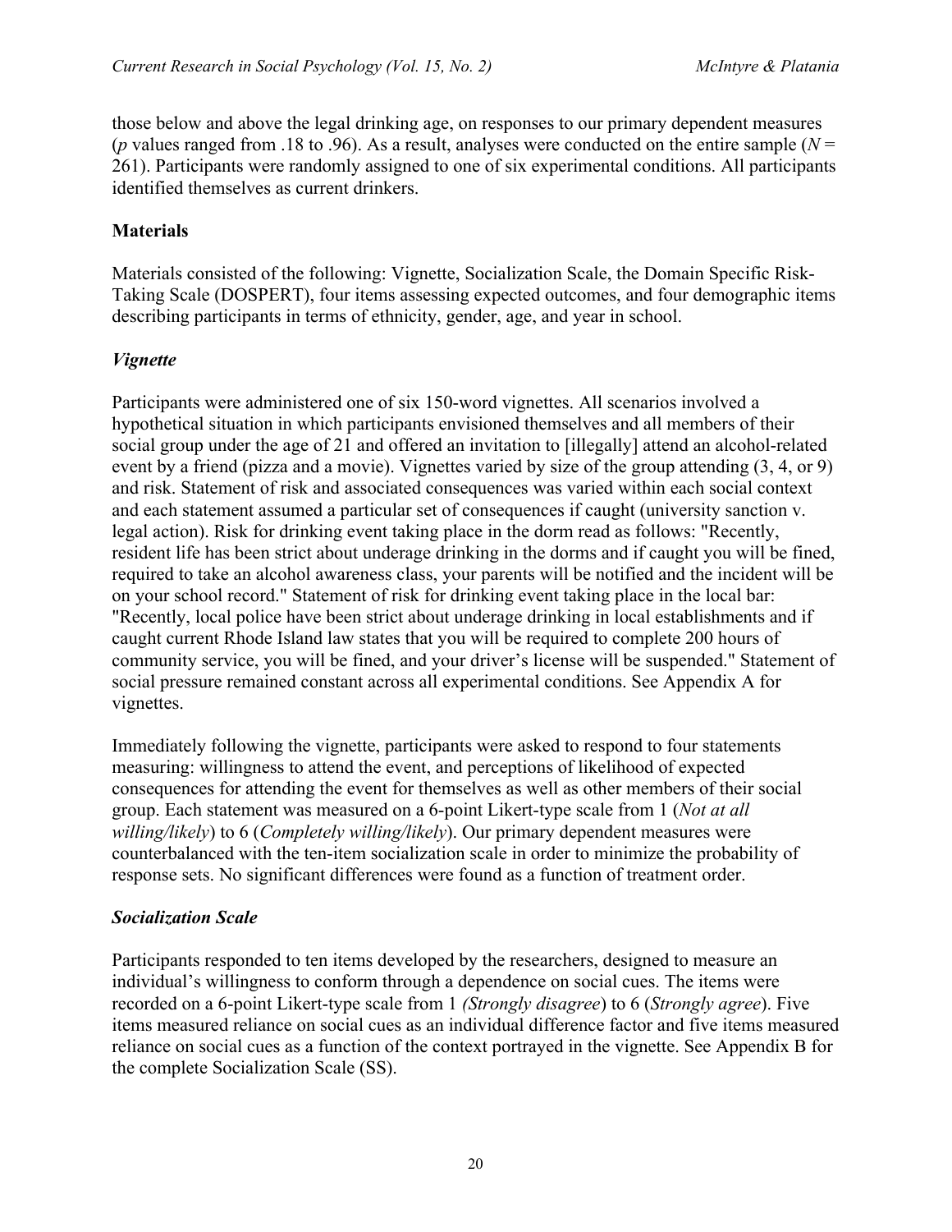those below and above the legal drinking age, on responses to our primary dependent measures ($p$ values ranged from .18 to .96). As a result, analyses were conducted on the entire sample ($N$ = 261). Participants were randomly assigned to one of six experimental conditions. All participants identified themselves as current drinkers.

## Materials

Materials consisted of the following: Vignette, Socialization Scale, the Domain Specific Risk-Taking Scale (DOSPERT), four items assessing expected outcomes, and four demographic items describing participants in terms of ethnicity, gender, age, and year in school.

### *Vignette*

Participants were administered one of six 150-word vignettes. All scenarios involved a hypothetical situation in which participants envisioned themselves and all members of their social group under the age of 21 and offered an invitation to [illegally] attend an alcohol-related event by a friend (pizza and a movie). Vignettes varied by size of the group attending (3, 4, or 9) and risk. Statement of risk and associated consequences was varied within each social context and each statement assumed a particular set of consequences if caught (university sanction v. legal action). Risk for drinking event taking place in the dorm read as follows: "Recently, resident life has been strict about underage drinking in the dorms and if caught you will be fined, required to take an alcohol awareness class, your parents will be notified and the incident will be on your school record." Statement of risk for drinking event taking place in the local bar: "Recently, local police have been strict about underage drinking in local establishments and if caught current Rhode Island law states that you will be required to complete 200 hours of community service, you will be fined, and your driver's license will be suspended." Statement of social pressure remained constant across all experimental conditions. See Appendix A for vignettes.

Immediately following the vignette, participants were asked to respond to four statements measuring: willingness to attend the event, and perceptions of likelihood of expected consequences for attending the event for themselves as well as other members of their social group. Each statement was measured on a 6-point Likert-type scale from 1 (*Not at all willing/likely*) to 6 (*Completely willing/likely*). Our primary dependent measures were counterbalanced with the ten-item socialization scale in order to minimize the probability of response sets. No significant differences were found as a function of treatment order.

### *Socialization Scale*

Participants responded to ten items developed by the researchers, designed to measure an individual's willingness to conform through a dependence on social cues. The items were recorded on a 6-point Likert-type scale from 1 *(Strongly disagree*) to 6 (*Strongly agree*). Five items measured reliance on social cues as an individual difference factor and five items measured reliance on social cues as a function of the context portrayed in the vignette. See Appendix B for the complete Socialization Scale (SS).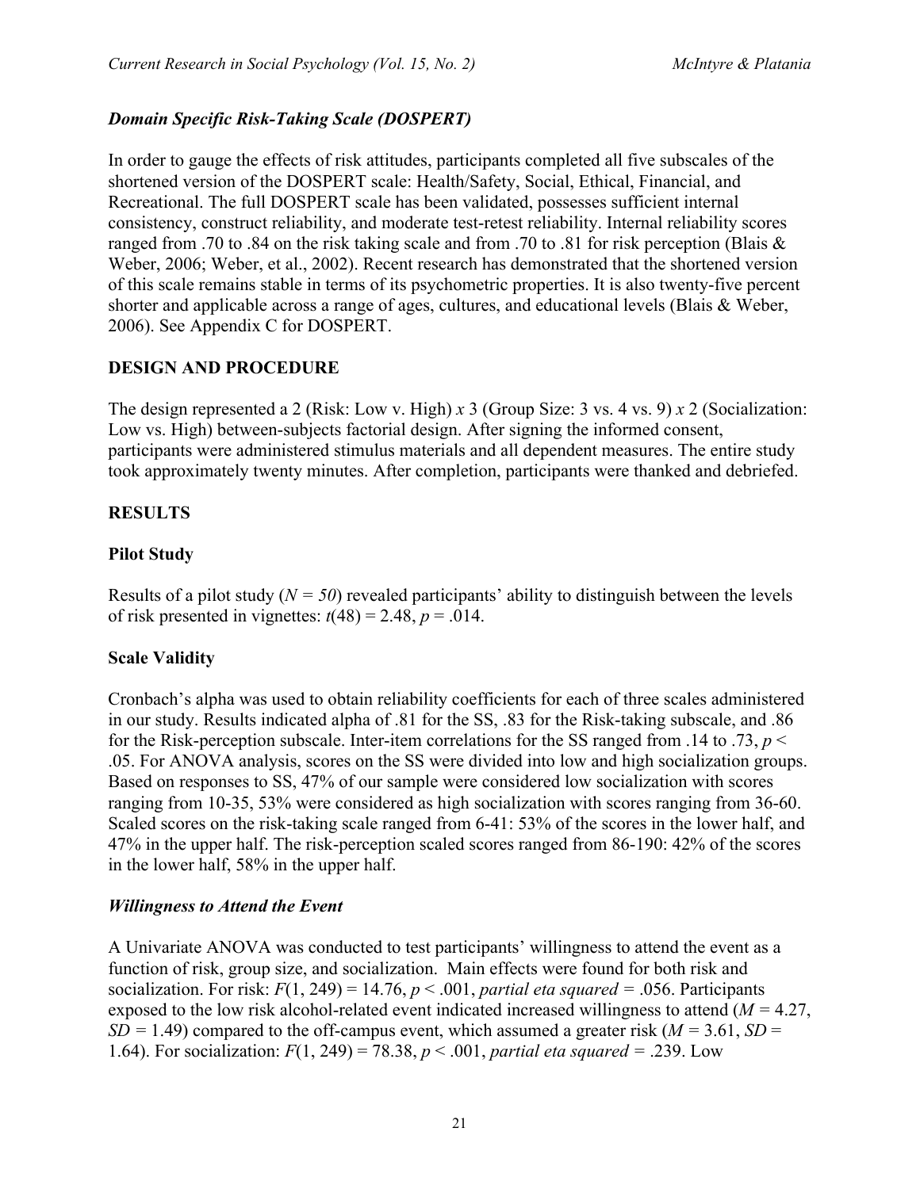### *Domain Specific Risk-Taking Scale (DOSPERT)*

In order to gauge the effects of risk attitudes, participants completed all five subscales of the shortened version of the DOSPERT scale: Health/Safety, Social, Ethical, Financial, and Recreational. The full DOSPERT scale has been validated, possesses sufficient internal consistency, construct reliability, and moderate test-retest reliability. Internal reliability scores ranged from .70 to .84 on the risk taking scale and from .70 to .81 for risk perception (Blais & Weber, 2006; Weber, et al., 2002). Recent research has demonstrated that the shortened version of this scale remains stable in terms of its psychometric properties. It is also twenty-five percent shorter and applicable across a range of ages, cultures, and educational levels (Blais & Weber, 2006). See Appendix C for DOSPERT.

## DESIGN AND PROCEDURE

The design represented a 2 (Risk: Low v. High) *x* 3 (Group Size: 3 vs. 4 vs. 9) *x* 2 (Socialization: Low vs. High) between-subjects factorial design. After signing the informed consent, participants were administered stimulus materials and all dependent measures. The entire study took approximately twenty minutes. After completion, participants were thanked and debriefed.

## RESULTS

### Pilot Study

Results of a pilot study ($N = 50$) revealed participants' ability to distinguish between the levels of risk presented in vignettes: $t(48) = 2.48$, $p = .014$.

### Scale Validity

Cronbach's alpha was used to obtain reliability coefficients for each of three scales administered in our study. Results indicated alpha of .81 for the SS, .83 for the Risk-taking subscale, and .86 for the Risk-perception subscale. Inter-item correlations for the SS ranged from .14 to .73, $p < .05$. For ANOVA analysis, scores on the SS were divided into low and high socialization groups. Based on responses to SS, 47% of our sample were considered low socialization with scores ranging from 10-35, 53% were considered as high socialization with scores ranging from 36-60. Scaled scores on the risk-taking scale ranged from 6-41: 53% of the scores in the lower half, and 47% in the upper half. The risk-perception scaled scores ranged from 86-190: 42% of the scores in the lower half, 58% in the upper half.

### *Willingness to Attend the Event*

A Univariate ANOVA was conducted to test participants' willingness to attend the event as a function of risk, group size, and socialization. Main effects were found for both risk and socialization. For risk: $F(1, 249) = 14.76$, $p < .001$, *partial eta squared* = .056. Participants exposed to the low risk alcohol-related event indicated increased willingness to attend ($M = 4.27$, $SD = 1.49$) compared to the off-campus event, which assumed a greater risk ($M = 3.61$, $SD = 1.64$). For socialization: $F(1, 249) = 78.38$, $p < .001$, *partial eta squared* = .239. Low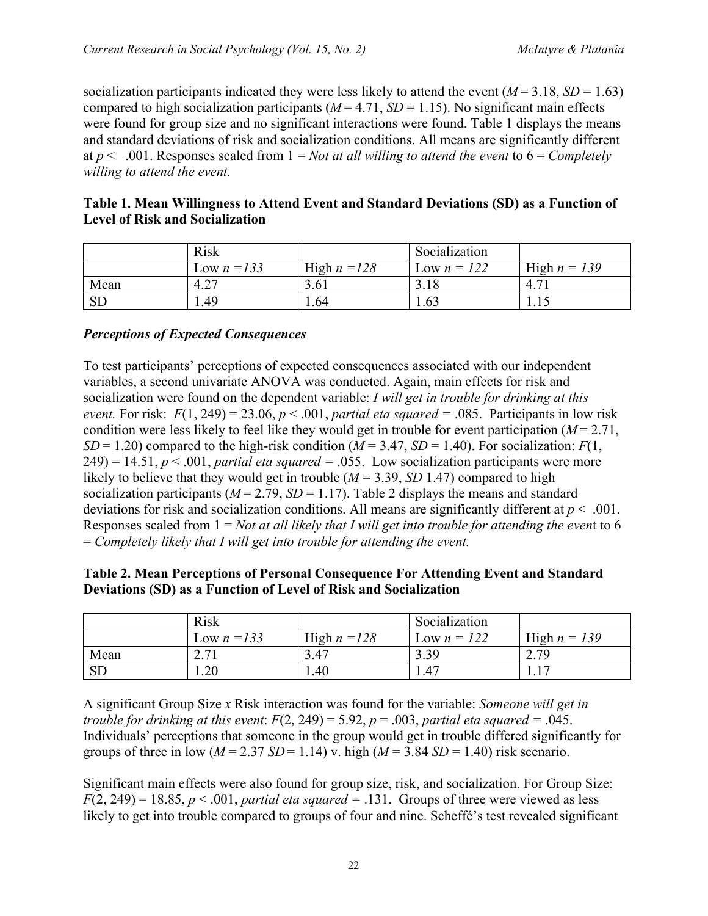socialization participants indicated they were less likely to attend the event ($M = 3.18$, $SD = 1.63$) compared to high socialization participants ($M = 4.71$, $SD = 1.15$). No significant main effects were found for group size and no significant interactions were found. Table 1 displays the means and standard deviations of risk and socialization conditions. All means are significantly different at $p < .001$. Responses scaled from 1 = *Not at all willing to attend the event* to 6 = *Completely willing to attend the event.*

**Table 1. Mean Willingness to Attend Event and Standard Deviations (SD) as a Function of Level of Risk and Socialization**

| | Risk | | Socialization | |
|---|---|---|---|---|
| | Low *n =133* | High *n =128* | Low *n = 122* | High *n = 139* |
| Mean | 4.27 | 3.61 | 3.18 | 4.71 |
| SD | 1.49 | 1.64 | 1.63 | 1.15 |

### *Perceptions of Expected Consequences*

To test participants' perceptions of expected consequences associated with our independent variables, a second univariate ANOVA was conducted. Again, main effects for risk and socialization were found on the dependent variable: *I will get in trouble for drinking at this event.* For risk: $F(1, 249) = 23.06$, $p < .001$, *partial eta squared* = .085. Participants in low risk condition were less likely to feel like they would get in trouble for event participation ($M = 2.71$, $SD = 1.20$) compared to the high-risk condition ($M = 3.47$, $SD = 1.40$). For socialization: $F(1, 249) = 14.51$, $p < .001$, *partial eta squared* = .055. Low socialization participants were more likely to believe that they would get in trouble ($M = 3.39$, *SD* 1.47) compared to high socialization participants ($M = 2.79$, $SD = 1.17$). Table 2 displays the means and standard deviations for risk and socialization conditions. All means are significantly different at $p < .001$. Responses scaled from 1 = *Not at all likely that I will get into trouble for attending the even*t to 6 = *Completely likely that I will get into trouble for attending the event.*

**Table 2. Mean Perceptions of Personal Consequence For Attending Event and Standard Deviations (SD) as a Function of Level of Risk and Socialization**

| | Risk | | Socialization | |
|---|---|---|---|---|
| | Low *n =133* | High *n =128* | Low *n = 122* | High *n = 139* |
| Mean | 2.71 | 3.47 | 3.39 | 2.79 |
| SD | 1.20 | 1.40 | 1.47 | 1.17 |

A significant Group Size *x* Risk interaction was found for the variable: *Someone will get in trouble for drinking at this event*: $F(2, 249) = 5.92$, $p = .003$, *partial eta squared* = .045. Individuals' perceptions that someone in the group would get in trouble differed significantly for groups of three in low ($M = 2.37$ $SD = 1.14$) v. high ($M = 3.84$ $SD = 1.40$) risk scenario.

Significant main effects were also found for group size, risk, and socialization. For Group Size: $F(2, 249) = 18.85$, $p < .001$, *partial eta squared* = .131. Groups of three were viewed as less likely to get into trouble compared to groups of four and nine. Scheffé's test revealed significant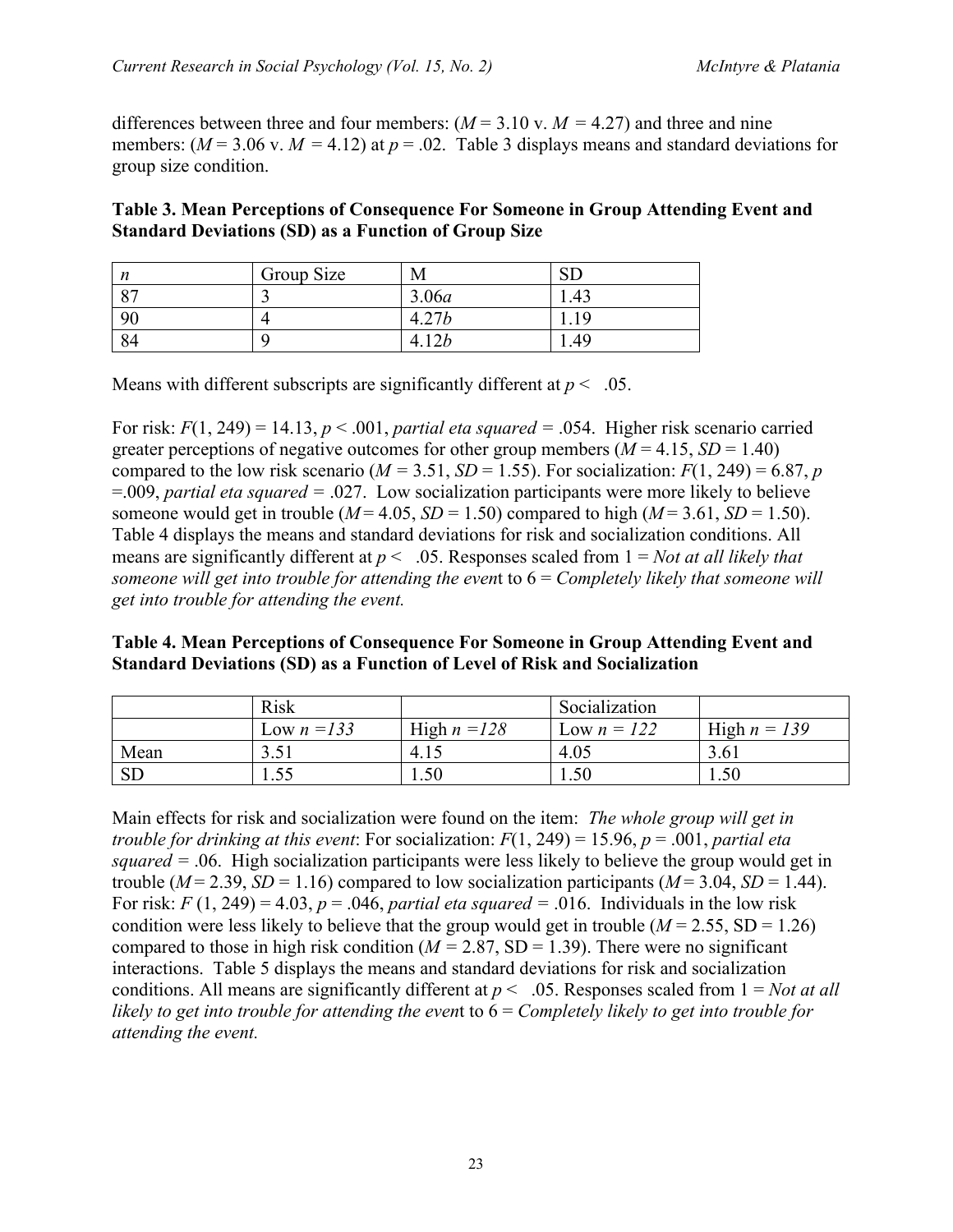differences between three and four members: ($M$ = 3.10 v. $M$ = 4.27) and three and nine members: ($M$ = 3.06 v. $M$ = 4.12) at $p$ = .02. Table 3 displays means and standard deviations for group size condition.

**Table 3. Mean Perceptions of Consequence For Someone in Group Attending Event and Standard Deviations (SD) as a Function of Group Size**

| *n* | Group Size | M | SD |
|---|---|---|---|
| 87 | 3 | 3.06*a* | 1.43 |
| 90 | 4 | 4.27*b* | 1.19 |
| 84 | 9 | 4.12*b* | 1.49 |

Means with different subscripts are significantly different at $p < .05$.

For risk: $F(1, 249) = 14.13$, $p < .001$, *partial eta squared* = .054. Higher risk scenario carried greater perceptions of negative outcomes for other group members ($M$ = 4.15, $SD$ = 1.40) compared to the low risk scenario ($M$ = 3.51, $SD$ = 1.55). For socialization: $F(1, 249) = 6.87$, $p$ =.009, *partial eta squared* = .027. Low socialization participants were more likely to believe someone would get in trouble ($M$ = 4.05, $SD$ = 1.50) compared to high ($M$ = 3.61, $SD$ = 1.50). Table 4 displays the means and standard deviations for risk and socialization conditions. All means are significantly different at $p < .05$. Responses scaled from 1 = *Not at all likely that someone will get into trouble for attending the event* to 6 = *Completely likely that someone will get into trouble for attending the event.*

**Table 4. Mean Perceptions of Consequence For Someone in Group Attending Event and Standard Deviations (SD) as a Function of Level of Risk and Socialization**

| | Risk | | Socialization | |
|---|---|---|---|---|
| | Low *n =133* | High *n =128* | Low *n = 122* | High *n = 139* |
| Mean | 3.51 | 4.15 | 4.05 | 3.61 |
| SD | 1.55 | 1.50 | 1.50 | 1.50 |

Main effects for risk and socialization were found on the item: *The whole group will get in trouble for drinking at this event*: For socialization: $F(1, 249) = 15.96$, $p = .001$, *partial eta squared* = .06. High socialization participants were less likely to believe the group would get in trouble ($M$ = 2.39, $SD$ = 1.16) compared to low socialization participants ($M$ = 3.04, $SD$ = 1.44). For risk: $F(1, 249) = 4.03$, $p = .046$, *partial eta squared* = .016. Individuals in the low risk condition were less likely to believe that the group would get in trouble ($M$ = 2.55, SD = 1.26) compared to those in high risk condition ($M$ = 2.87, SD = 1.39). There were no significant interactions. Table 5 displays the means and standard deviations for risk and socialization conditions. All means are significantly different at $p < .05$. Responses scaled from 1 = *Not at all likely to get into trouble for attending the event* to 6 = *Completely likely to get into trouble for attending the event.*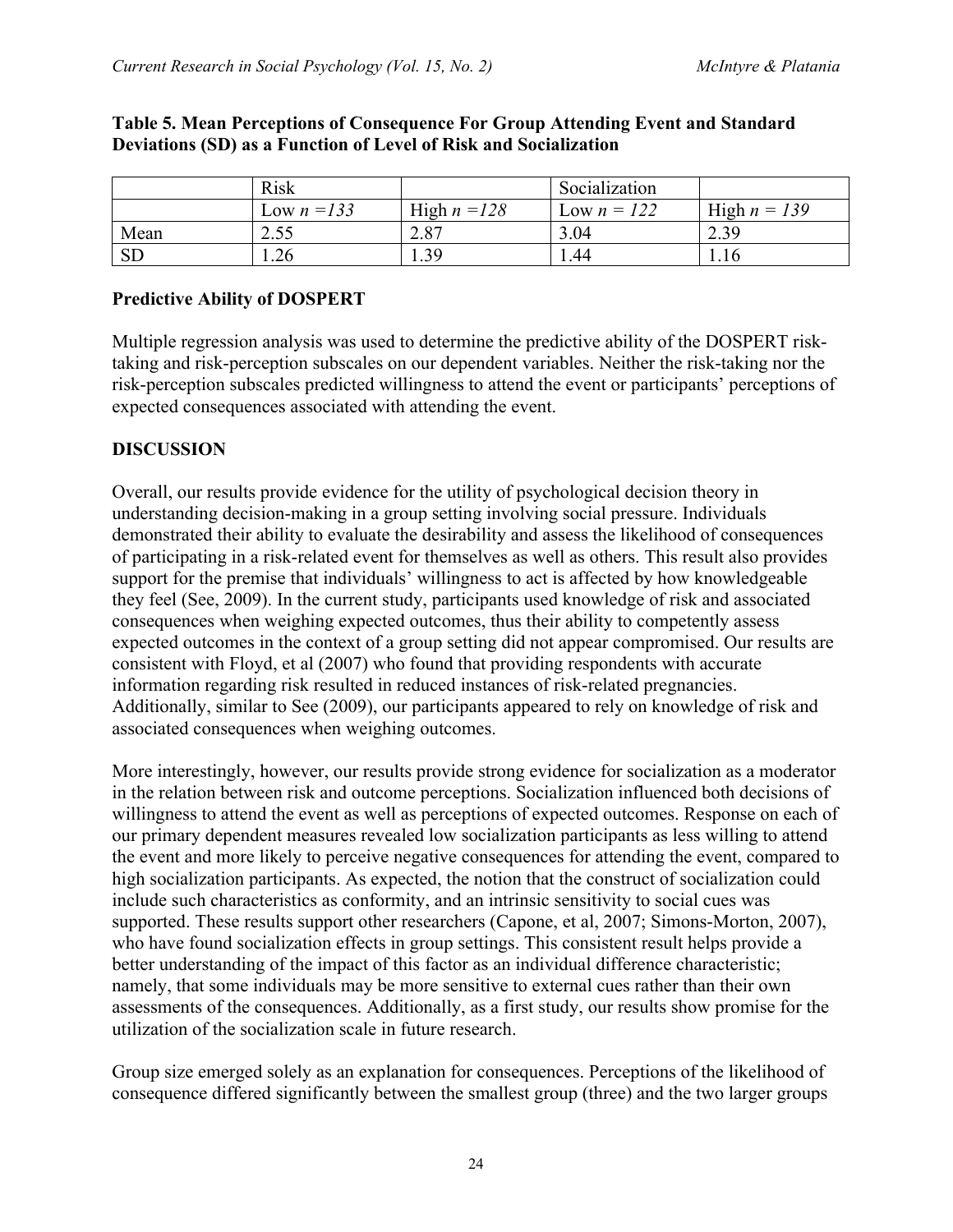**Table 5. Mean Perceptions of Consequence For Group Attending Event and Standard Deviations (SD) as a Function of Level of Risk and Socialization**

| | Risk | | Socialization | |
|---|---|---|---|---|
| | Low $n = 133$ | High $n = 128$ | Low $n = 122$ | High $n = 139$ |
| Mean | 2.55 | 2.87 | 3.04 | 2.39 |
| SD | 1.26 | 1.39 | 1.44 | 1.16 |

### Predictive Ability of DOSPERT

Multiple regression analysis was used to determine the predictive ability of the DOSPERT risk-taking and risk-perception subscales on our dependent variables. Neither the risk-taking nor the risk-perception subscales predicted willingness to attend the event or participants' perceptions of expected consequences associated with attending the event.

## DISCUSSION

Overall, our results provide evidence for the utility of psychological decision theory in understanding decision-making in a group setting involving social pressure. Individuals demonstrated their ability to evaluate the desirability and assess the likelihood of consequences of participating in a risk-related event for themselves as well as others. This result also provides support for the premise that individuals' willingness to act is affected by how knowledgeable they feel (See, 2009). In the current study, participants used knowledge of risk and associated consequences when weighing expected outcomes, thus their ability to competently assess expected outcomes in the context of a group setting did not appear compromised. Our results are consistent with Floyd, et al (2007) who found that providing respondents with accurate information regarding risk resulted in reduced instances of risk-related pregnancies. Additionally, similar to See (2009), our participants appeared to rely on knowledge of risk and associated consequences when weighing outcomes.

More interestingly, however, our results provide strong evidence for socialization as a moderator in the relation between risk and outcome perceptions. Socialization influenced both decisions of willingness to attend the event as well as perceptions of expected outcomes. Response on each of our primary dependent measures revealed low socialization participants as less willing to attend the event and more likely to perceive negative consequences for attending the event, compared to high socialization participants. As expected, the notion that the construct of socialization could include such characteristics as conformity, and an intrinsic sensitivity to social cues was supported. These results support other researchers (Capone, et al, 2007; Simons-Morton, 2007), who have found socialization effects in group settings. This consistent result helps provide a better understanding of the impact of this factor as an individual difference characteristic; namely, that some individuals may be more sensitive to external cues rather than their own assessments of the consequences. Additionally, as a first study, our results show promise for the utilization of the socialization scale in future research.

Group size emerged solely as an explanation for consequences. Perceptions of the likelihood of consequence differed significantly between the smallest group (three) and the two larger groups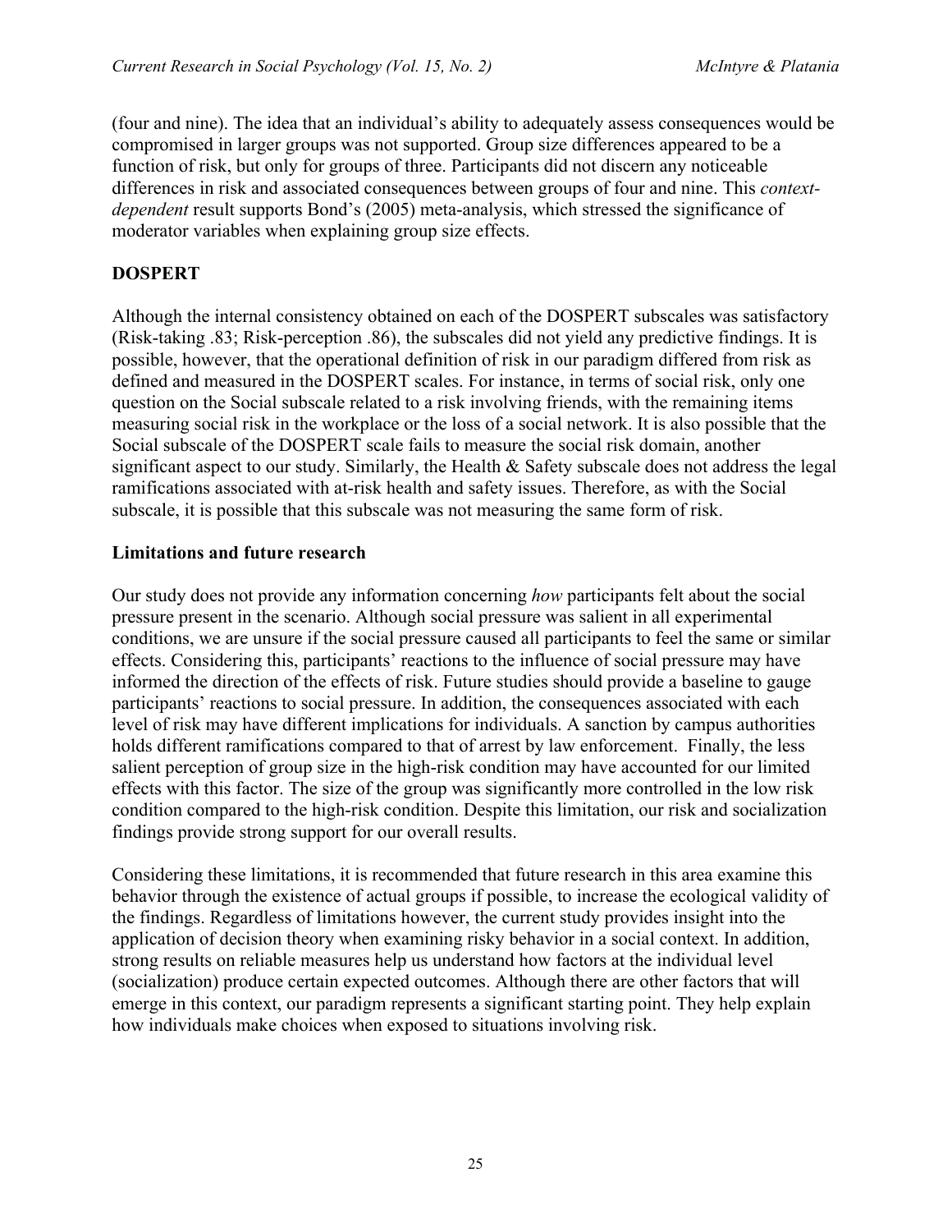(four and nine). The idea that an individual's ability to adequately assess consequences would be compromised in larger groups was not supported. Group size differences appeared to be a function of risk, but only for groups of three. Participants did not discern any noticeable differences in risk and associated consequences between groups of four and nine. This *context-dependent* result supports Bond's (2005) meta-analysis, which stressed the significance of moderator variables when explaining group size effects.

## DOSPERT

Although the internal consistency obtained on each of the DOSPERT subscales was satisfactory (Risk-taking .83; Risk-perception .86), the subscales did not yield any predictive findings. It is possible, however, that the operational definition of risk in our paradigm differed from risk as defined and measured in the DOSPERT scales. For instance, in terms of social risk, only one question on the Social subscale related to a risk involving friends, with the remaining items measuring social risk in the workplace or the loss of a social network. It is also possible that the Social subscale of the DOSPERT scale fails to measure the social risk domain, another significant aspect to our study. Similarly, the Health & Safety subscale does not address the legal ramifications associated with at-risk health and safety issues. Therefore, as with the Social subscale, it is possible that this subscale was not measuring the same form of risk.

## Limitations and future research

Our study does not provide any information concerning *how* participants felt about the social pressure present in the scenario. Although social pressure was salient in all experimental conditions, we are unsure if the social pressure caused all participants to feel the same or similar effects. Considering this, participants' reactions to the influence of social pressure may have informed the direction of the effects of risk. Future studies should provide a baseline to gauge participants' reactions to social pressure. In addition, the consequences associated with each level of risk may have different implications for individuals. A sanction by campus authorities holds different ramifications compared to that of arrest by law enforcement. Finally, the less salient perception of group size in the high-risk condition may have accounted for our limited effects with this factor. The size of the group was significantly more controlled in the low risk condition compared to the high-risk condition. Despite this limitation, our risk and socialization findings provide strong support for our overall results.

Considering these limitations, it is recommended that future research in this area examine this behavior through the existence of actual groups if possible, to increase the ecological validity of the findings. Regardless of limitations however, the current study provides insight into the application of decision theory when examining risky behavior in a social context. In addition, strong results on reliable measures help us understand how factors at the individual level (socialization) produce certain expected outcomes. Although there are other factors that will emerge in this context, our paradigm represents a significant starting point. They help explain how individuals make choices when exposed to situations involving risk.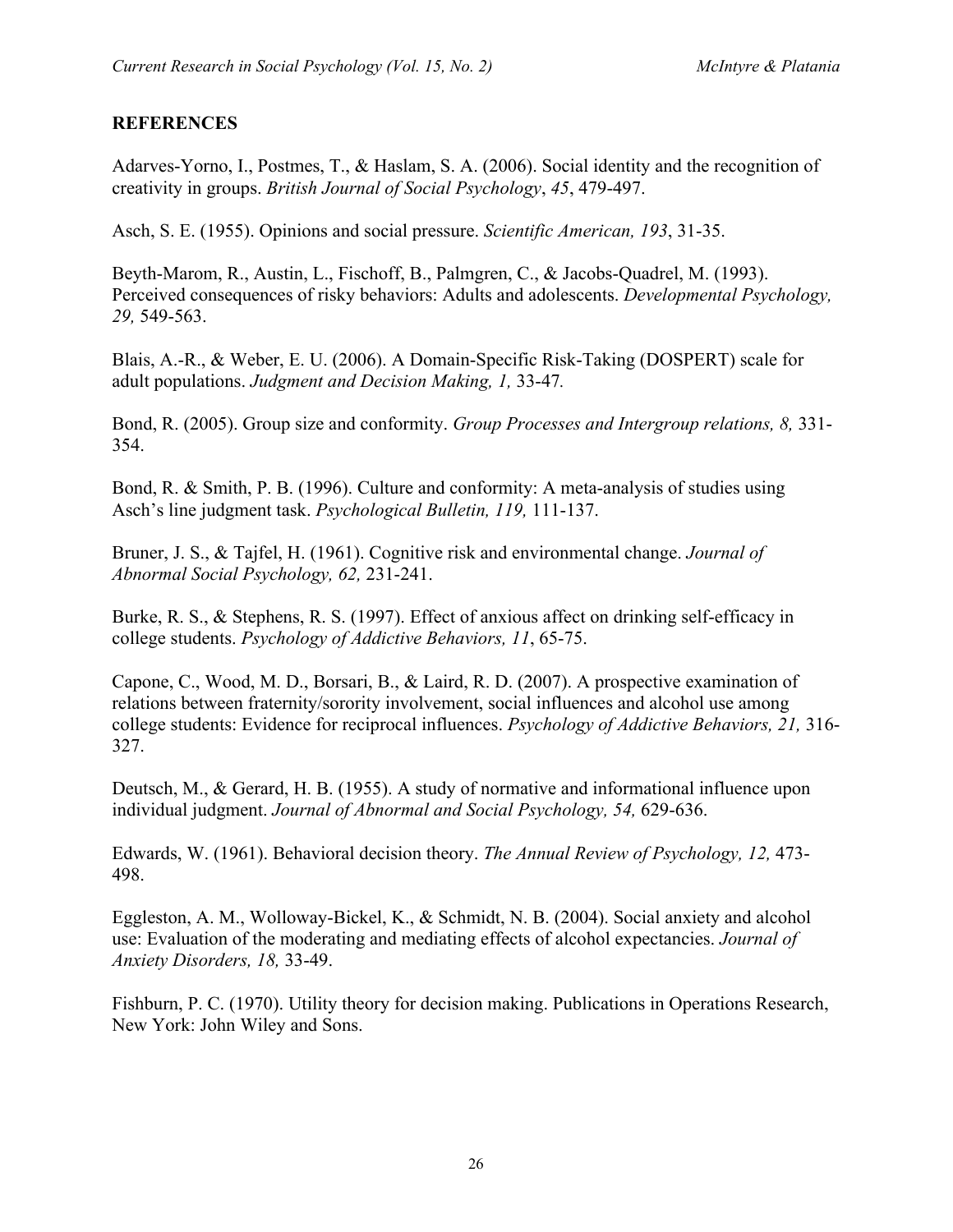## REFERENCES

Adarves-Yorno, I., Postmes, T., & Haslam, S. A. (2006). Social identity and the recognition of creativity in groups. *British Journal of Social Psychology*, *45*, 479-497.

Asch, S. E. (1955). Opinions and social pressure. *Scientific American, 193*, 31-35.

Beyth-Marom, R., Austin, L., Fischoff, B., Palmgren, C., & Jacobs-Quadrel, M. (1993). Perceived consequences of risky behaviors: Adults and adolescents. *Developmental Psychology, 29,* 549-563.

Blais, A.-R., & Weber, E. U. (2006). A Domain-Specific Risk-Taking (DOSPERT) scale for adult populations. *Judgment and Decision Making, 1,* 33-47*.*

Bond, R. (2005). Group size and conformity. *Group Processes and Intergroup relations, 8,* 331-354.

Bond, R. & Smith, P. B. (1996). Culture and conformity: A meta-analysis of studies using Asch's line judgment task. *Psychological Bulletin, 119,* 111-137.

Bruner, J. S., & Tajfel, H. (1961). Cognitive risk and environmental change. *Journal of Abnormal Social Psychology, 62,* 231-241.

Burke, R. S., & Stephens, R. S. (1997). Effect of anxious affect on drinking self-efficacy in college students. *Psychology of Addictive Behaviors, 11*, 65-75.

Capone, C., Wood, M. D., Borsari, B., & Laird, R. D. (2007). A prospective examination of relations between fraternity/sorority involvement, social influences and alcohol use among college students: Evidence for reciprocal influences. *Psychology of Addictive Behaviors, 21,* 316-327.

Deutsch, M., & Gerard, H. B. (1955). A study of normative and informational influence upon individual judgment. *Journal of Abnormal and Social Psychology, 54,* 629-636.

Edwards, W. (1961). Behavioral decision theory. *The Annual Review of Psychology, 12,* 473-498.

Eggleston, A. M., Wolloway-Bickel, K., & Schmidt, N. B. (2004). Social anxiety and alcohol use: Evaluation of the moderating and mediating effects of alcohol expectancies. *Journal of Anxiety Disorders, 18,* 33-49.

Fishburn, P. C. (1970). Utility theory for decision making. Publications in Operations Research, New York: John Wiley and Sons.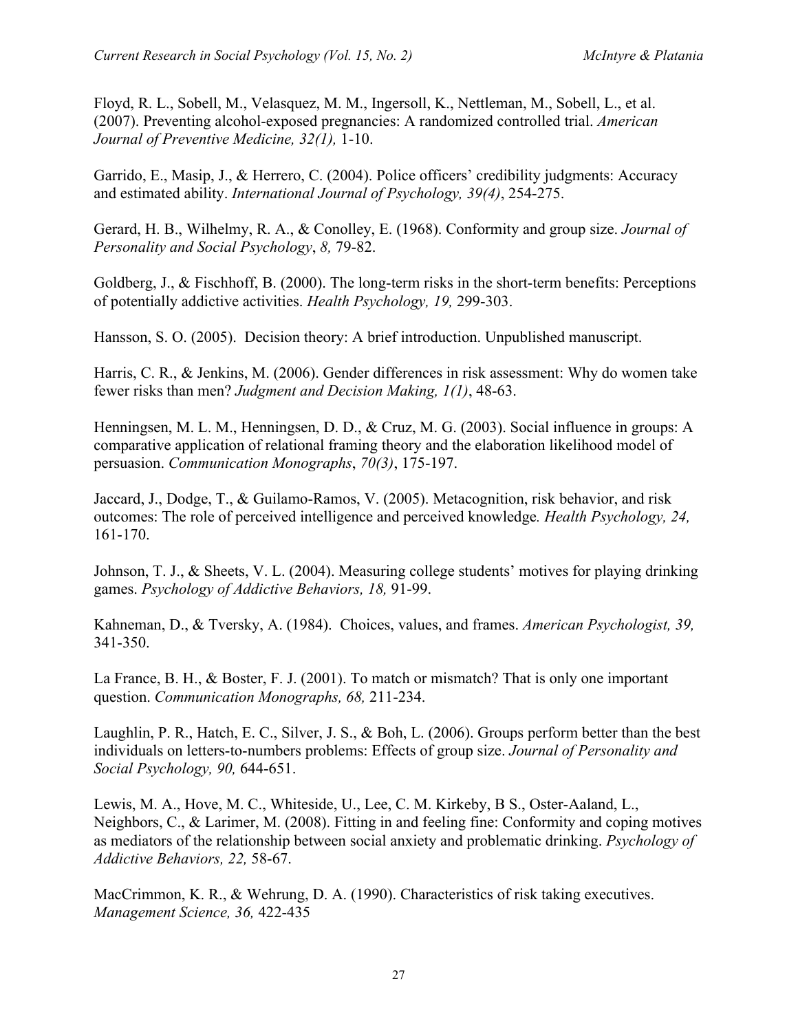Floyd, R. L., Sobell, M., Velasquez, M. M., Ingersoll, K., Nettleman, M., Sobell, L., et al. (2007). Preventing alcohol-exposed pregnancies: A randomized controlled trial. *American Journal of Preventive Medicine, 32(1),* 1-10.

Garrido, E., Masip, J., & Herrero, C. (2004). Police officers' credibility judgments: Accuracy and estimated ability. *International Journal of Psychology, 39(4)*, 254-275.

Gerard, H. B., Wilhelmy, R. A., & Conolley, E. (1968). Conformity and group size. *Journal of Personality and Social Psychology*, *8,* 79-82.

Goldberg, J., & Fischhoff, B. (2000). The long-term risks in the short-term benefits: Perceptions of potentially addictive activities. *Health Psychology, 19,* 299-303.

Hansson, S. O. (2005). Decision theory: A brief introduction. Unpublished manuscript.

Harris, C. R., & Jenkins, M. (2006). Gender differences in risk assessment: Why do women take fewer risks than men? *Judgment and Decision Making, 1(1)*, 48-63.

Henningsen, M. L. M., Henningsen, D. D., & Cruz, M. G. (2003). Social influence in groups: A comparative application of relational framing theory and the elaboration likelihood model of persuasion. *Communication Monographs*, *70(3)*, 175-197.

Jaccard, J., Dodge, T., & Guilamo-Ramos, V. (2005). Metacognition, risk behavior, and risk outcomes: The role of perceived intelligence and perceived knowledge*. Health Psychology, 24,* 161-170.

Johnson, T. J., & Sheets, V. L. (2004). Measuring college students' motives for playing drinking games. *Psychology of Addictive Behaviors, 18,* 91-99.

Kahneman, D., & Tversky, A. (1984). Choices, values, and frames. *American Psychologist, 39,* 341-350.

La France, B. H., & Boster, F. J. (2001). To match or mismatch? That is only one important question. *Communication Monographs, 68,* 211-234.

Laughlin, P. R., Hatch, E. C., Silver, J. S., & Boh, L. (2006). Groups perform better than the best individuals on letters-to-numbers problems: Effects of group size. *Journal of Personality and Social Psychology, 90,* 644-651.

Lewis, M. A., Hove, M. C., Whiteside, U., Lee, C. M. Kirkeby, B S., Oster-Aaland, L., Neighbors, C., & Larimer, M. (2008). Fitting in and feeling fine: Conformity and coping motives as mediators of the relationship between social anxiety and problematic drinking. *Psychology of Addictive Behaviors, 22,* 58-67.

MacCrimmon, K. R., & Wehrung, D. A. (1990). Characteristics of risk taking executives. *Management Science, 36,* 422-435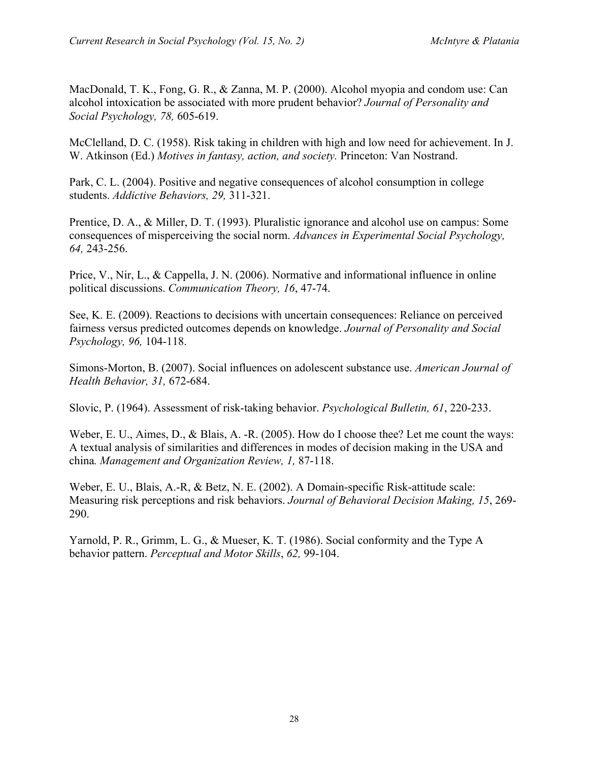MacDonald, T. K., Fong, G. R., & Zanna, M. P. (2000). Alcohol myopia and condom use: Can alcohol intoxication be associated with more prudent behavior? *Journal of Personality and Social Psychology, 78,* 605-619.

McClelland, D. C. (1958). Risk taking in children with high and low need for achievement. In J. W. Atkinson (Ed.) *Motives in fantasy, action, and society.* Princeton: Van Nostrand.

Park, C. L. (2004). Positive and negative consequences of alcohol consumption in college students. *Addictive Behaviors, 29,* 311-321.

Prentice, D. A., & Miller, D. T. (1993). Pluralistic ignorance and alcohol use on campus: Some consequences of misperceiving the social norm. *Advances in Experimental Social Psychology, 64,* 243-256.

Price, V., Nir, L., & Cappella, J. N. (2006). Normative and informational influence in online political discussions. *Communication Theory, 16*, 47-74.

See, K. E. (2009). Reactions to decisions with uncertain consequences: Reliance on perceived fairness versus predicted outcomes depends on knowledge. *Journal of Personality and Social Psychology, 96,* 104-118.

Simons-Morton, B. (2007). Social influences on adolescent substance use. *American Journal of Health Behavior, 31,* 672-684.

Slovic, P. (1964). Assessment of risk-taking behavior. *Psychological Bulletin, 61*, 220-233.

Weber, E. U., Aimes, D., & Blais, A. -R. (2005). How do I choose thee? Let me count the ways: A textual analysis of similarities and differences in modes of decision making in the USA and china*. Management and Organization Review, 1,* 87-118.

Weber, E. U., Blais, A.-R, & Betz, N. E. (2002). A Domain-specific Risk-attitude scale: Measuring risk perceptions and risk behaviors. *Journal of Behavioral Decision Making, 15*, 269-290.

Yarnold, P. R., Grimm, L. G., & Mueser, K. T. (1986). Social conformity and the Type A behavior pattern. *Perceptual and Motor Skills*, *62,* 99-104.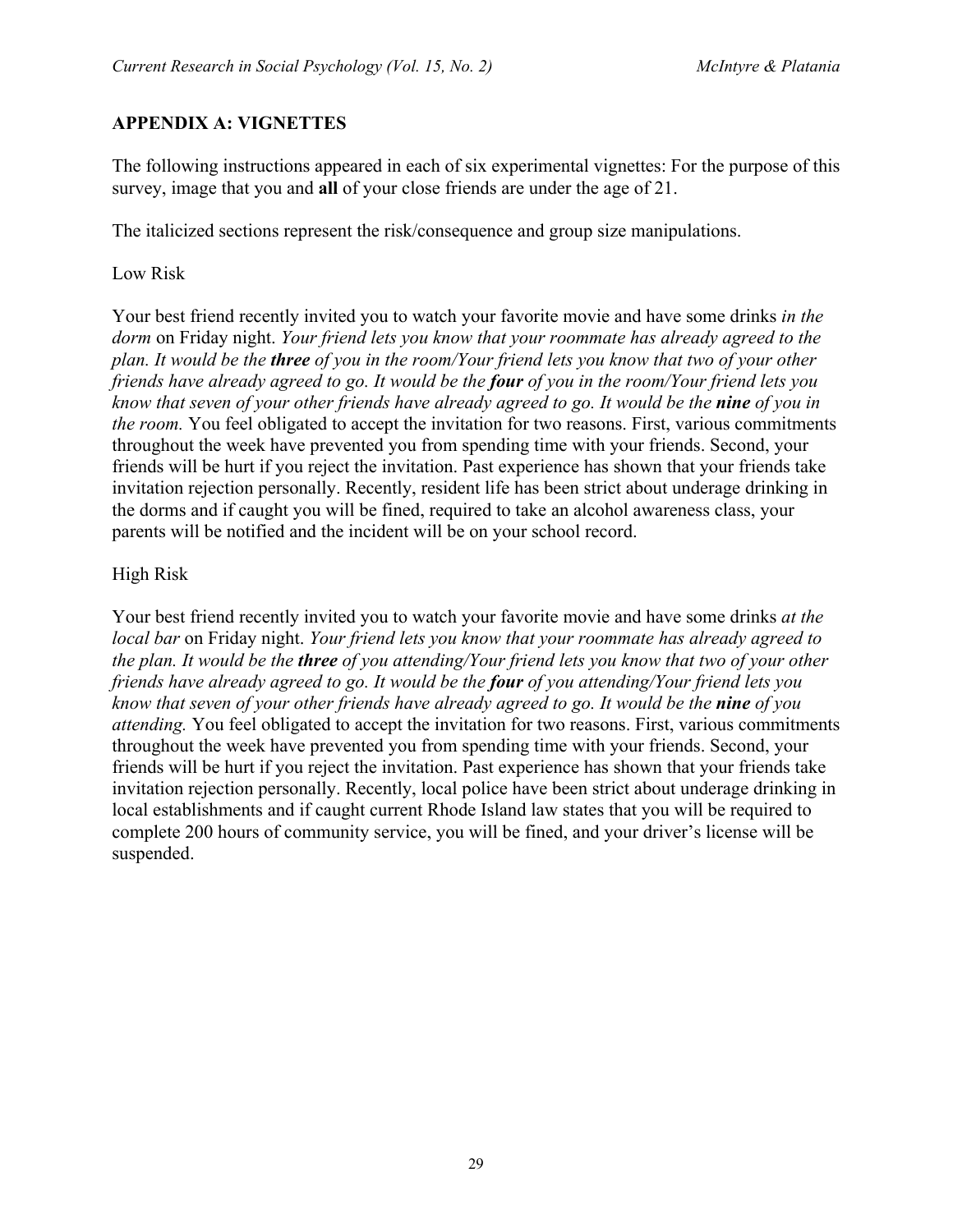## APPENDIX A: VIGNETTES

The following instructions appeared in each of six experimental vignettes: For the purpose of this survey, image that you and **all** of your close friends are under the age of 21.

The italicized sections represent the risk/consequence and group size manipulations.

Low Risk

Your best friend recently invited you to watch your favorite movie and have some drinks *in the dorm* on Friday night. *Your friend lets you know that your roommate has already agreed to the plan. It would be the* ***three*** *of you in the room/Your friend lets you know that two of your other friends have already agreed to go. It would be the* ***four*** *of you in the room/Your friend lets you know that seven of your other friends have already agreed to go. It would be the* ***nine*** *of you in the room.* You feel obligated to accept the invitation for two reasons. First, various commitments throughout the week have prevented you from spending time with your friends. Second, your friends will be hurt if you reject the invitation. Past experience has shown that your friends take invitation rejection personally. Recently, resident life has been strict about underage drinking in the dorms and if caught you will be fined, required to take an alcohol awareness class, your parents will be notified and the incident will be on your school record.

High Risk

Your best friend recently invited you to watch your favorite movie and have some drinks *at the local bar* on Friday night. *Your friend lets you know that your roommate has already agreed to the plan. It would be the* ***three*** *of you attending/Your friend lets you know that two of your other friends have already agreed to go. It would be the* ***four*** *of you attending/Your friend lets you know that seven of your other friends have already agreed to go. It would be the* ***nine*** *of you attending.* You feel obligated to accept the invitation for two reasons. First, various commitments throughout the week have prevented you from spending time with your friends. Second, your friends will be hurt if you reject the invitation. Past experience has shown that your friends take invitation rejection personally. Recently, local police have been strict about underage drinking in local establishments and if caught current Rhode Island law states that you will be required to complete 200 hours of community service, you will be fined, and your driver's license will be suspended.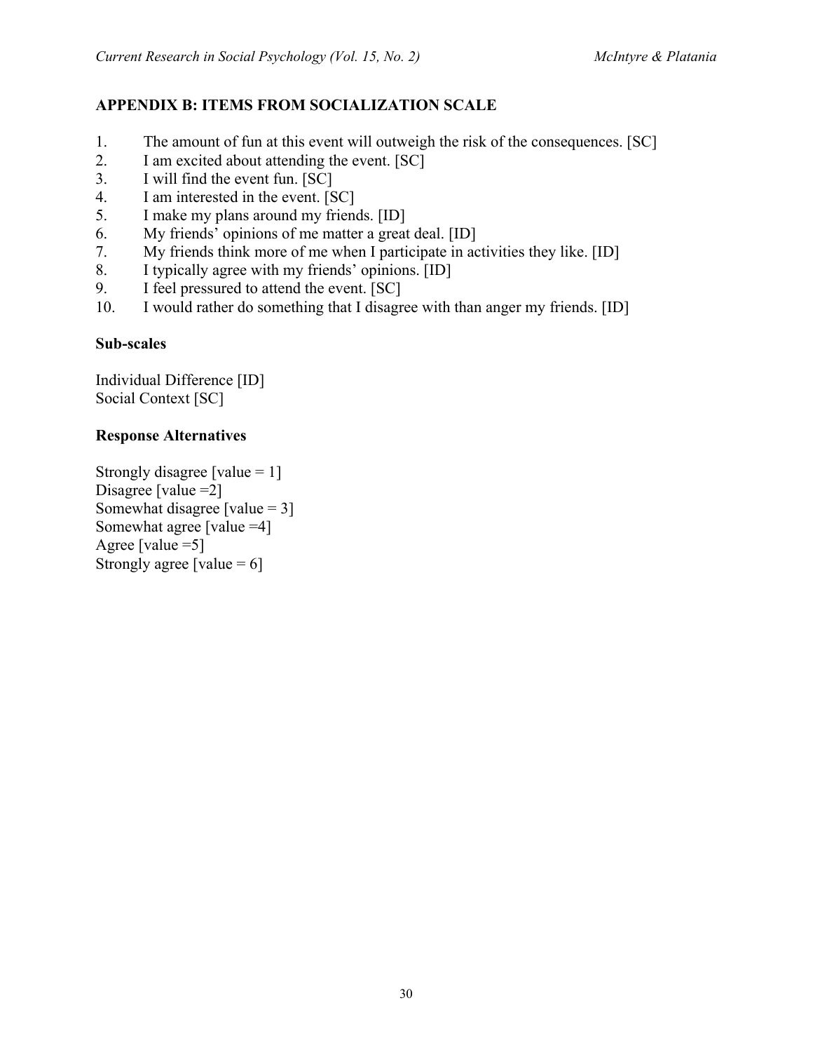## APPENDIX B: ITEMS FROM SOCIALIZATION SCALE

1. The amount of fun at this event will outweigh the risk of the consequences. [SC]
2. I am excited about attending the event. [SC]
3. I will find the event fun. [SC]
4. I am interested in the event. [SC]
5. I make my plans around my friends. [ID]
6. My friends' opinions of me matter a great deal. [ID]
7. My friends think more of me when I participate in activities they like. [ID]
8. I typically agree with my friends' opinions. [ID]
9. I feel pressured to attend the event. [SC]
10. I would rather do something that I disagree with than anger my friends. [ID]

### Sub-scales

Individual Difference [ID]
Social Context [SC]

### Response Alternatives

Strongly disagree [value = 1]
Disagree [value =2]
Somewhat disagree [value = 3]
Somewhat agree [value =4]
Agree [value =5]
Strongly agree [value = 6]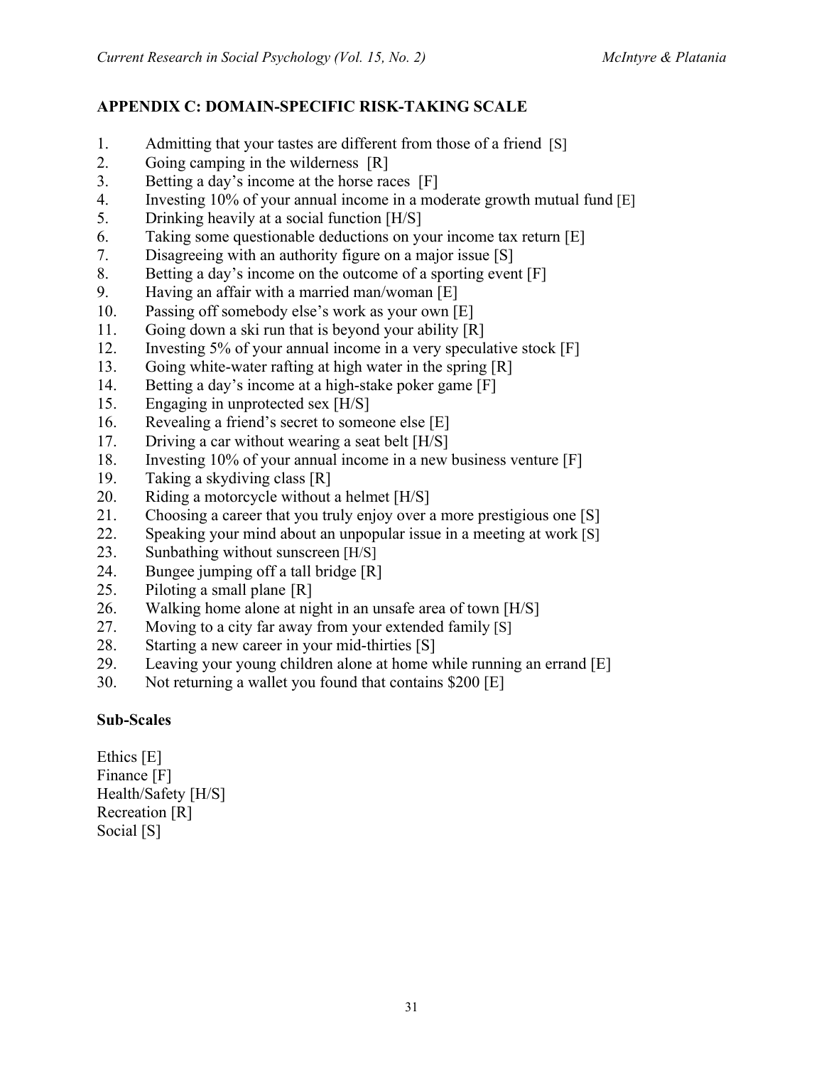## APPENDIX C: DOMAIN-SPECIFIC RISK-TAKING SCALE

1. Admitting that your tastes are different from those of a friend [S]
2. Going camping in the wilderness [R]
3. Betting a day's income at the horse races [F]
4. Investing 10% of your annual income in a moderate growth mutual fund [E]
5. Drinking heavily at a social function [H/S]
6. Taking some questionable deductions on your income tax return [E]
7. Disagreeing with an authority figure on a major issue [S]
8. Betting a day's income on the outcome of a sporting event [F]
9. Having an affair with a married man/woman [E]
10. Passing off somebody else's work as your own [E]
11. Going down a ski run that is beyond your ability [R]
12. Investing 5% of your annual income in a very speculative stock [F]
13. Going white-water rafting at high water in the spring [R]
14. Betting a day's income at a high-stake poker game [F]
15. Engaging in unprotected sex [H/S]
16. Revealing a friend's secret to someone else [E]
17. Driving a car without wearing a seat belt [H/S]
18. Investing 10% of your annual income in a new business venture [F]
19. Taking a skydiving class [R]
20. Riding a motorcycle without a helmet [H/S]
21. Choosing a career that you truly enjoy over a more prestigious one [S]
22. Speaking your mind about an unpopular issue in a meeting at work [S]
23. Sunbathing without sunscreen [H/S]
24. Bungee jumping off a tall bridge [R]
25. Piloting a small plane [R]
26. Walking home alone at night in an unsafe area of town [H/S]
27. Moving to a city far away from your extended family [S]
28. Starting a new career in your mid-thirties [S]
29. Leaving your young children alone at home while running an errand [E]
30. Not returning a wallet you found that contains $200 [E]

### Sub-Scales

Ethics [E]
Finance [F]
Health/Safety [H/S]
Recreation [R]
Social [S]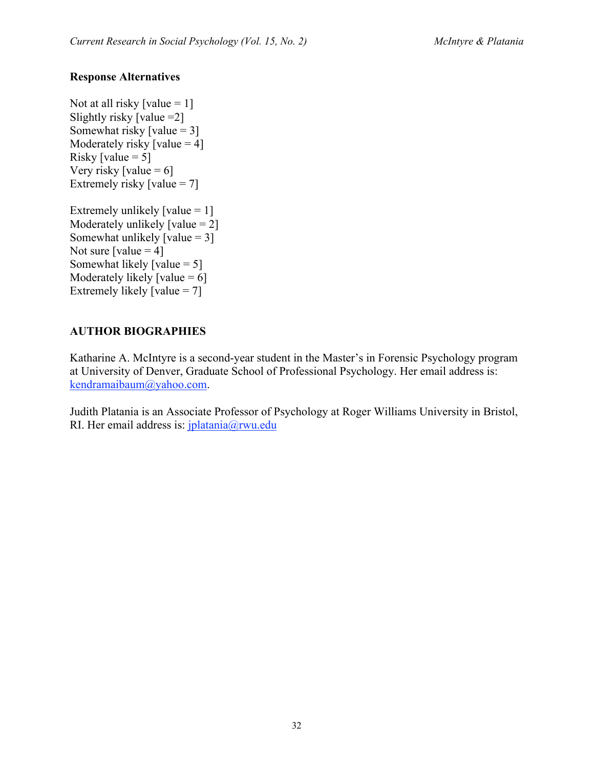### Response Alternatives

Not at all risky [value = 1]
Slightly risky [value =2]
Somewhat risky [value = 3]
Moderately risky [value = 4]
Risky [value = 5]
Very risky [value = 6]
Extremely risky [value = 7]

Extremely unlikely [value = 1]
Moderately unlikely [value = 2]
Somewhat unlikely [value = 3]
Not sure [value = 4]
Somewhat likely [value = 5]
Moderately likely [value = 6]
Extremely likely [value = 7]

## AUTHOR BIOGRAPHIES

Katharine A. McIntyre is a second-year student in the Master's in Forensic Psychology program at University of Denver, Graduate School of Professional Psychology. Her email address is: kendramaibaum@yahoo.com.

Judith Platania is an Associate Professor of Psychology at Roger Williams University in Bristol, RI. Her email address is: jplatania@rwu.edu